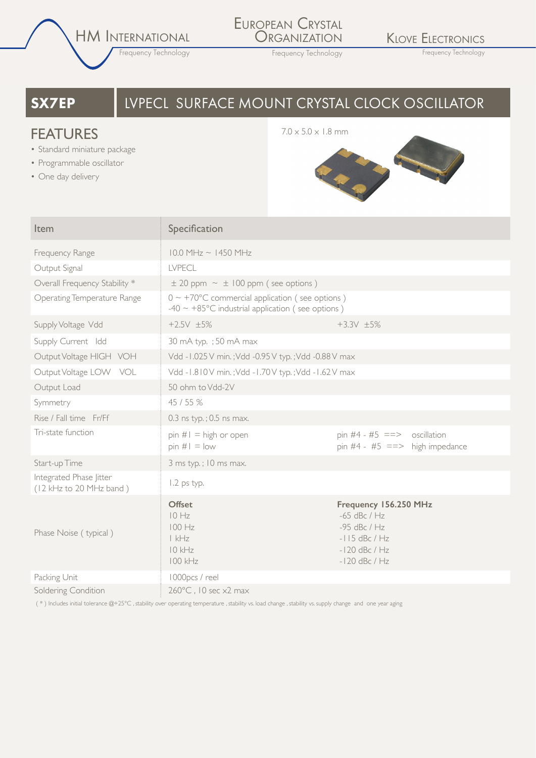HM INTERNATIONAL
Frequency Technology

EUROPEAN CRYSTAL ORGANIZATION
Frequency Technology

KLOVE ELECTRONICS
Frequency Technology

# SX7EP LVPECL SURFACE MOUNT CRYSTAL CLOCK OSCILLATOR

## FEATURES

- Standard miniature package
- Programmable oscillator
- One day delivery

7.0 x 5.0 x 1.8 mm

| Item | Specification | |
|---|---|---|
| Frequency Range | 10.0 MHz ~ 1450 MHz | |
| Output Signal | LVPECL | |
| Overall Frequency Stability * | ± 20 ppm ~ ± 100 ppm ( see options ) | |
| Operating Temperature Range | 0 ~ +70°C commercial application ( see options )<br>-40 ~ +85°C industrial application ( see options ) | |
| Supply Voltage Vdd | +2.5V ±5% | +3.3V ±5% |
| Supply Current Idd | 30 mA typ. ; 50 mA max | |
| Output Voltage HIGH VOH | Vdd -1.025 V min. ;Vdd -0.95 V typ. ;Vdd -0.88 V max | |
| Output Voltage LOW VOL | Vdd -1.810 V min. ;Vdd -1.70 V typ. ;Vdd -1.62 V max | |
| Output Load | 50 ohm to Vdd-2V | |
| Symmetry | 45 / 55 % | |
| Rise / Fall time Fr/Ff | 0.3 ns typ. ; 0.5 ns max. | |
| Tri-state function | pin #1 = high or open<br>pin #1 = low | pin #4 - #5 ==> oscillation<br>pin #4 - #5 ==> high impedance |
| Start-up Time | 3 ms typ. ; 10 ms max. | |
| Integrated Phase Jitter (12 kHz to 20 MHz band ) | 1.2 ps typ. | |
| Phase Noise ( typical ) | **Offset**<br>10 Hz<br>100 Hz<br>1 kHz<br>10 kHz<br>100 kHz | **Frequency 156.250 MHz**<br>-65 dBc / Hz<br>-95 dBc / Hz<br>-115 dBc / Hz<br>-120 dBc / Hz<br>-120 dBc / Hz |
| Packing Unit | 1000pcs / reel | |
| Soldering Condition | 260°C , 10 sec x2 max | |

( * ) Includes initial tolerance @+25°C , stability over operating temperature , stability vs. load change , stability vs. supply change and one year aging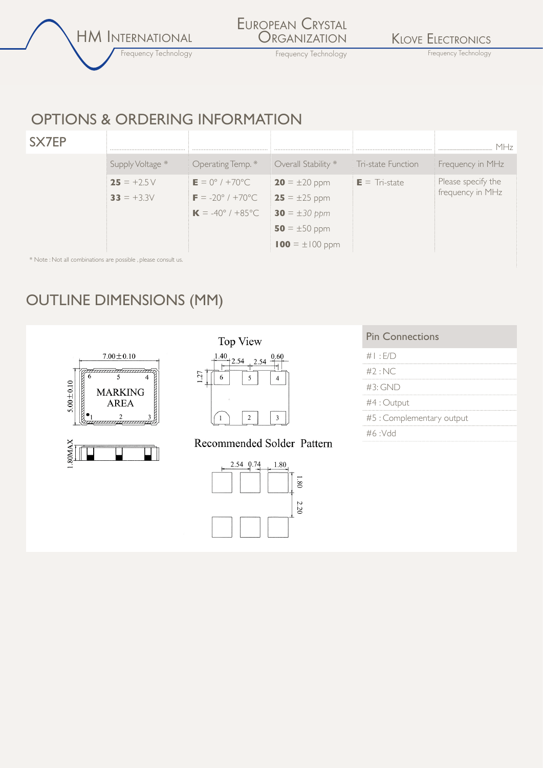## OPTIONS & ORDERING INFORMATION

| SX7EP | ........ | ........ | ........ | ........ | ........ MHz |
|---|---|---|---|---|---|
| | Supply Voltage * | Operating Temp. * | Overall Stability * | Tri-state Function | Frequency in MHz |
| | **25** = +2.5 V<br>**33** = +3.3V | **E** = 0° / +70°C<br>**F** = -20° / +70°C<br>**K** = -40° / +85°C | **20** = ±20 ppm<br>**25** = ±25 ppm<br>**30** = ±30 ppm<br>**50** = ±50 ppm<br>**100** = ±100 ppm | **E** = Tri-state | Please specify the frequency in MHz |

* Note : Not all combinations are possible , please consult us.

## OUTLINE DIMENSIONS (MM)

7.00±0.10
5.00±0.10
6 5 4
MARKING AREA
1 2 3
1.80MAX

Top View
1.40 2.54 2.54 0.60
1.27
6 5 4
1 2 3

Recommended Solder Pattern
2.54 0.74 1.80
1.80
2.20

| Pin Connections |
|---|
| #1 : E/D |
| #2 : NC |
| #3: GND |
| #4 : Output |
| #5 : Complementary output |
| #6 :Vdd |